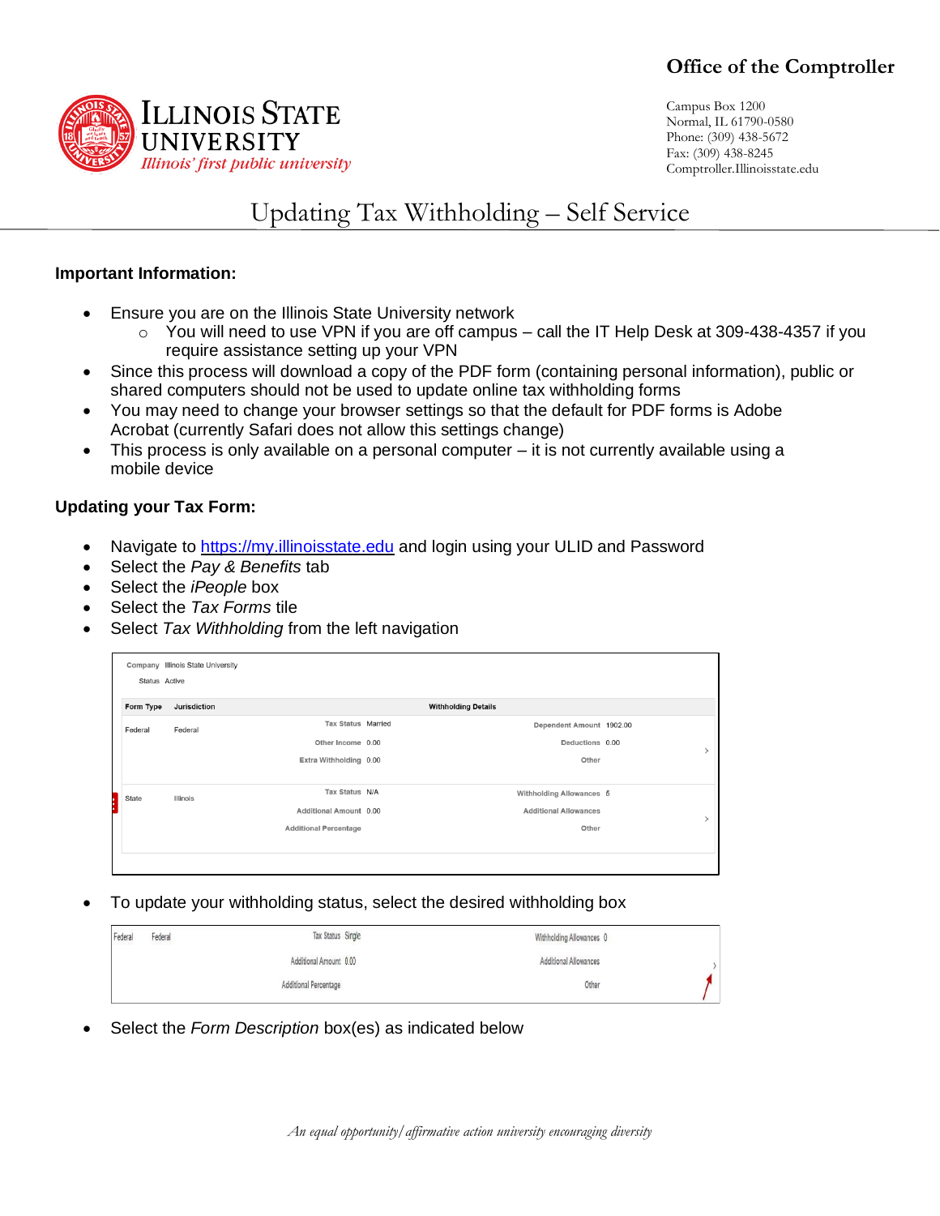# Office of the Comptroller

**Illinois State University**
*Illinois' first public university*

Campus Box 1200
Normal, IL 61790-0580
Phone: (309) 438-5672
Fax: (309) 438-8245
Comptroller.Illinoisstate.edu

## Updating Tax Withholding – Self Service

**Important Information:**

- Ensure you are on the Illinois State University network
  - You will need to use VPN if you are off campus – call the IT Help Desk at 309-438-4357 if you require assistance setting up your VPN
- Since this process will download a copy of the PDF form (containing personal information), public or shared computers should not be used to update online tax withholding forms
- You may need to change your browser settings so that the default for PDF forms is Adobe Acrobat (currently Safari does not allow this settings change)
- This process is only available on a personal computer – it is not currently available using a mobile device

**Updating your Tax Form:**

- Navigate to https://my.illinoisstate.edu and login using your ULID and Password
- Select the *Pay & Benefits* tab
- Select the *iPeople* box
- Select the *Tax Forms* tile
- Select *Tax Withholding* from the left navigation

Company Illinois State University
Status Active

| Form Type | Jurisdiction | Withholding Details | |
|---|---|---|---|
| Federal | Federal | Tax Status Married<br>Other Income 0.00<br>Extra Withholding 0.00 | Dependent Amount 1902.00<br>Deductions 0.00<br>Other |
| State | Illinois | Tax Status N/A<br>Additional Amount 0.00<br>Additional Percentage | Withholding Allowances 5<br>Additional Allowances<br>Other |

- To update your withholding status, select the desired withholding box

| | | | |
|---|---|---|---|
| Federal | Federal | Tax Status Single<br>Additional Amount 0.00<br>Additional Percentage | Withholding Allowances 0<br>Additional Allowances<br>Other |

- Select the *Form Description* box(es) as indicated below

*An equal opportunity/affirmative action university encouraging diversity*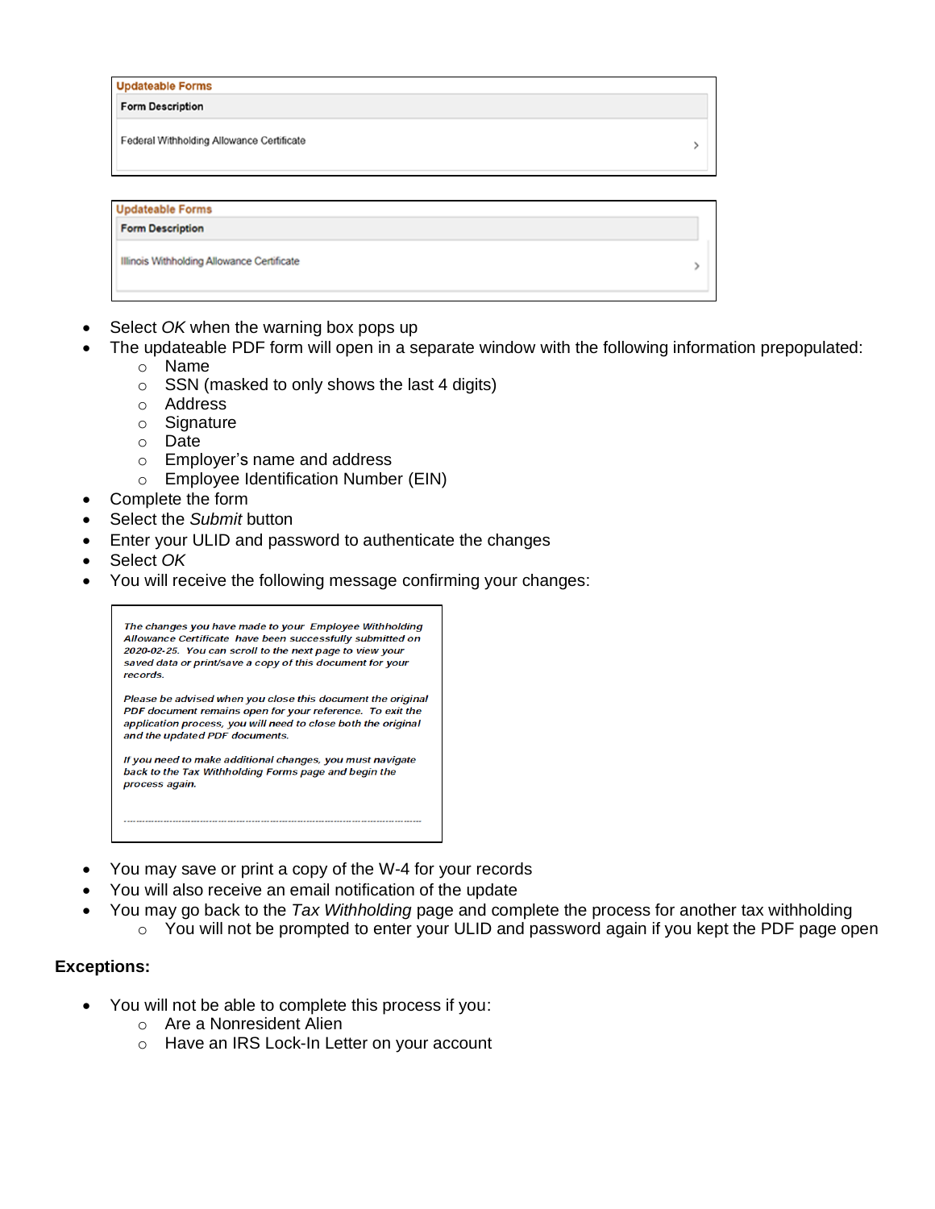| Updateable Forms |
| --- |
| Form Description |
| Federal Withholding Allowance Certificate › |

| Updateable Forms |
| --- |
| Form Description |
| Illinois Withholding Allowance Certificate › |

- Select *OK* when the warning box pops up
- The updateable PDF form will open in a separate window with the following information prepopulated:
  - Name
  - SSN (masked to only shows the last 4 digits)
  - Address
  - Signature
  - Date
  - Employer's name and address
  - Employee Identification Number (EIN)
- Complete the form
- Select the *Submit* button
- Enter your ULID and password to authenticate the changes
- Select *OK*
- You will receive the following message confirming your changes:

> *The changes you have made to your Employee Withholding Allowance Certificate have been successfully submitted on 2020-02-25. You can scroll to the next page to view your saved data or print/save a copy of this document for your records.*
>
> *Please be advised when you close this document the original PDF document remains open for your reference. To exit the application process, you will need to close both the original and the updated PDF documents.*
>
> *If you need to make additional changes, you must navigate back to the Tax Withholding Forms page and begin the process again.*

- You may save or print a copy of the W-4 for your records
- You will also receive an email notification of the update
- You may go back to the *Tax Withholding* page and complete the process for another tax withholding
  - You will not be prompted to enter your ULID and password again if you kept the PDF page open

**Exceptions:**

- You will not be able to complete this process if you:
  - Are a Nonresident Alien
  - Have an IRS Lock-In Letter on your account